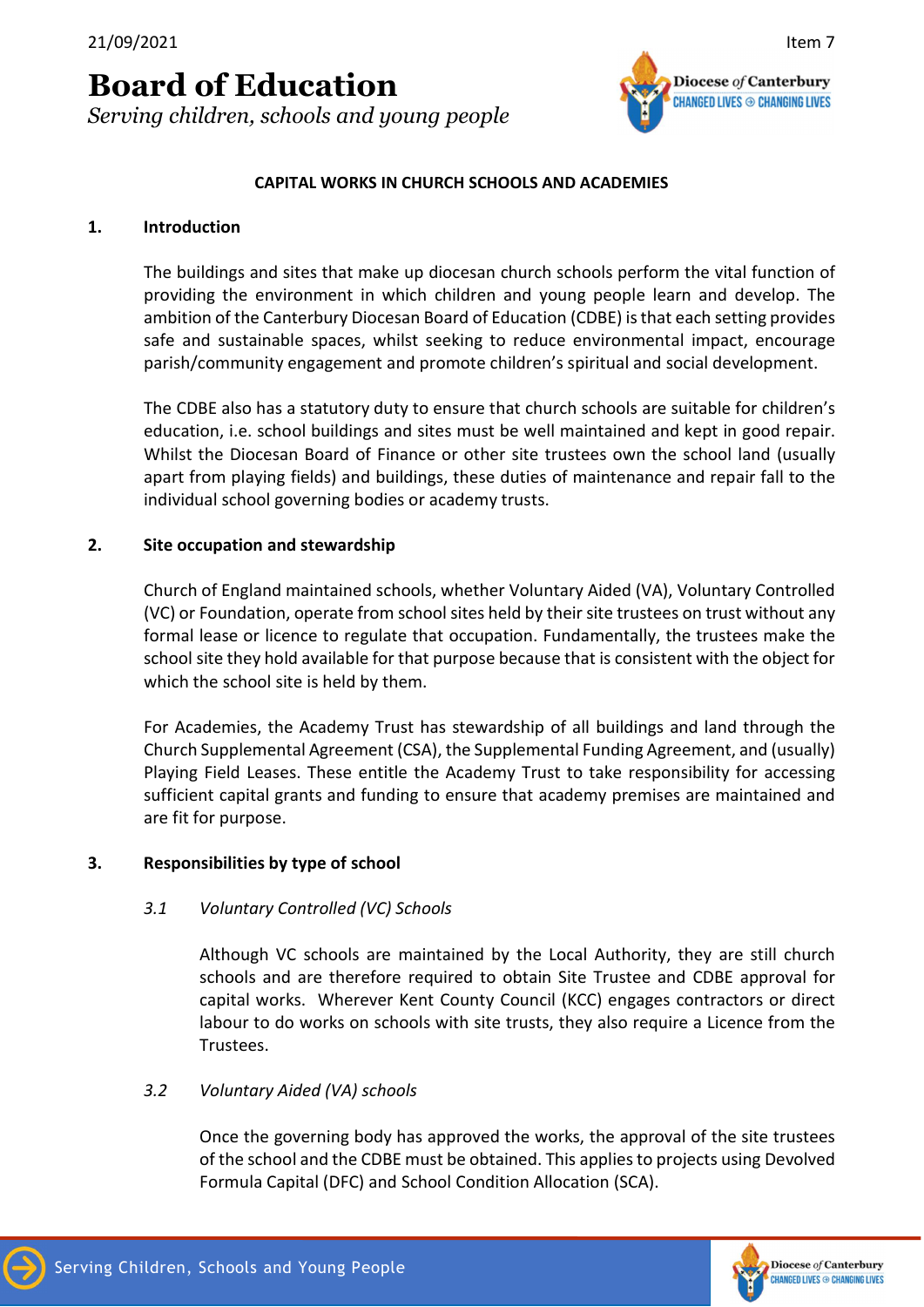21/09/2021

Item 7

# Board of Education

*Serving children, schools and young people*

## CAPITAL WORKS IN CHURCH SCHOOLS AND ACADEMIES

### 1. Introduction

The buildings and sites that make up diocesan church schools perform the vital function of providing the environment in which children and young people learn and develop. The ambition of the Canterbury Diocesan Board of Education (CDBE) is that each setting provides safe and sustainable spaces, whilst seeking to reduce environmental impact, encourage parish/community engagement and promote children's spiritual and social development.

The CDBE also has a statutory duty to ensure that church schools are suitable for children's education, i.e. school buildings and sites must be well maintained and kept in good repair. Whilst the Diocesan Board of Finance or other site trustees own the school land (usually apart from playing fields) and buildings, these duties of maintenance and repair fall to the individual school governing bodies or academy trusts.

### 2. Site occupation and stewardship

Church of England maintained schools, whether Voluntary Aided (VA), Voluntary Controlled (VC) or Foundation, operate from school sites held by their site trustees on trust without any formal lease or licence to regulate that occupation. Fundamentally, the trustees make the school site they hold available for that purpose because that is consistent with the object for which the school site is held by them.

For Academies, the Academy Trust has stewardship of all buildings and land through the Church Supplemental Agreement (CSA), the Supplemental Funding Agreement, and (usually) Playing Field Leases. These entitle the Academy Trust to take responsibility for accessing sufficient capital grants and funding to ensure that academy premises are maintained and are fit for purpose.

### 3. Responsibilities by type of school

#### *3.1 Voluntary Controlled (VC) Schools*

Although VC schools are maintained by the Local Authority, they are still church schools and are therefore required to obtain Site Trustee and CDBE approval for capital works. Wherever Kent County Council (KCC) engages contractors or direct labour to do works on schools with site trusts, they also require a Licence from the Trustees.

#### *3.2 Voluntary Aided (VA) schools*

Once the governing body has approved the works, the approval of the site trustees of the school and the CDBE must be obtained. This applies to projects using Devolved Formula Capital (DFC) and School Condition Allocation (SCA).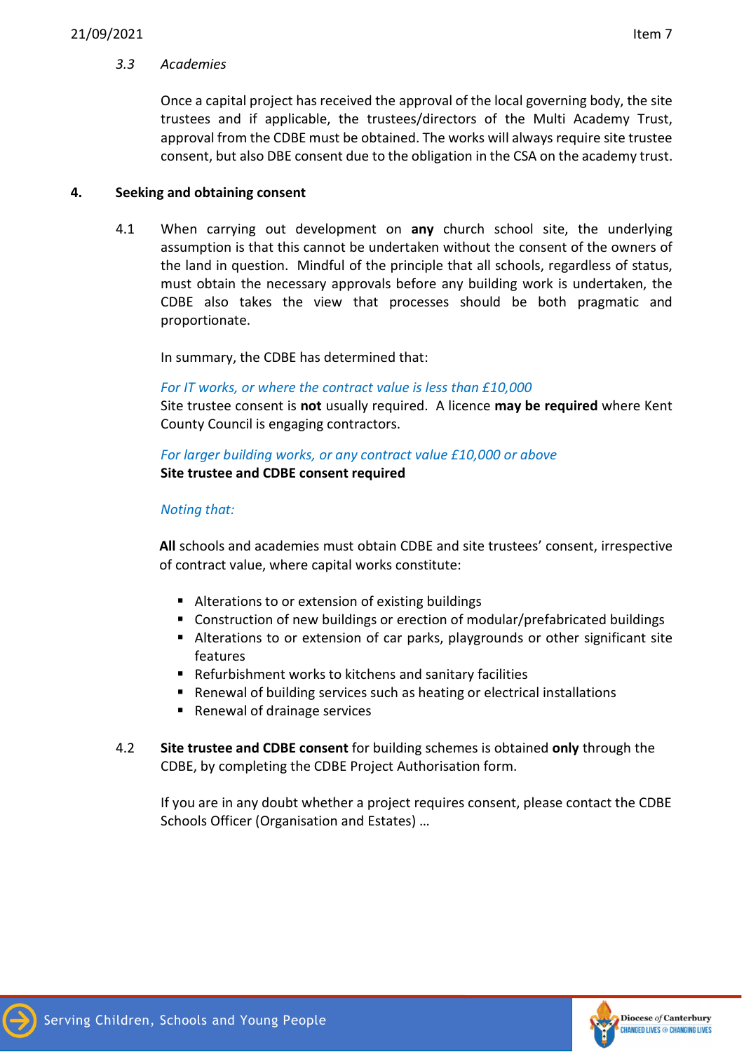*3.3 Academies*

Once a capital project has received the approval of the local governing body, the site trustees and if applicable, the trustees/directors of the Multi Academy Trust, approval from the CDBE must be obtained. The works will always require site trustee consent, but also DBE consent due to the obligation in the CSA on the academy trust.

## 4. Seeking and obtaining consent

4.1 When carrying out development on **any** church school site, the underlying assumption is that this cannot be undertaken without the consent of the owners of the land in question. Mindful of the principle that all schools, regardless of status, must obtain the necessary approvals before any building work is undertaken, the CDBE also takes the view that processes should be both pragmatic and proportionate.

In summary, the CDBE has determined that:

*For IT works, or where the contract value is less than £10,000*
Site trustee consent is **not** usually required. A licence **may be required** where Kent County Council is engaging contractors.

*For larger building works, or any contract value £10,000 or above*
**Site trustee and CDBE consent required**

*Noting that:*

**All** schools and academies must obtain CDBE and site trustees' consent, irrespective of contract value, where capital works constitute:

- Alterations to or extension of existing buildings
- Construction of new buildings or erection of modular/prefabricated buildings
- Alterations to or extension of car parks, playgrounds or other significant site features
- Refurbishment works to kitchens and sanitary facilities
- Renewal of building services such as heating or electrical installations
- Renewal of drainage services

4.2 **Site trustee and CDBE consent** for building schemes is obtained **only** through the CDBE, by completing the CDBE Project Authorisation form.

If you are in any doubt whether a project requires consent, please contact the CDBE Schools Officer (Organisation and Estates) …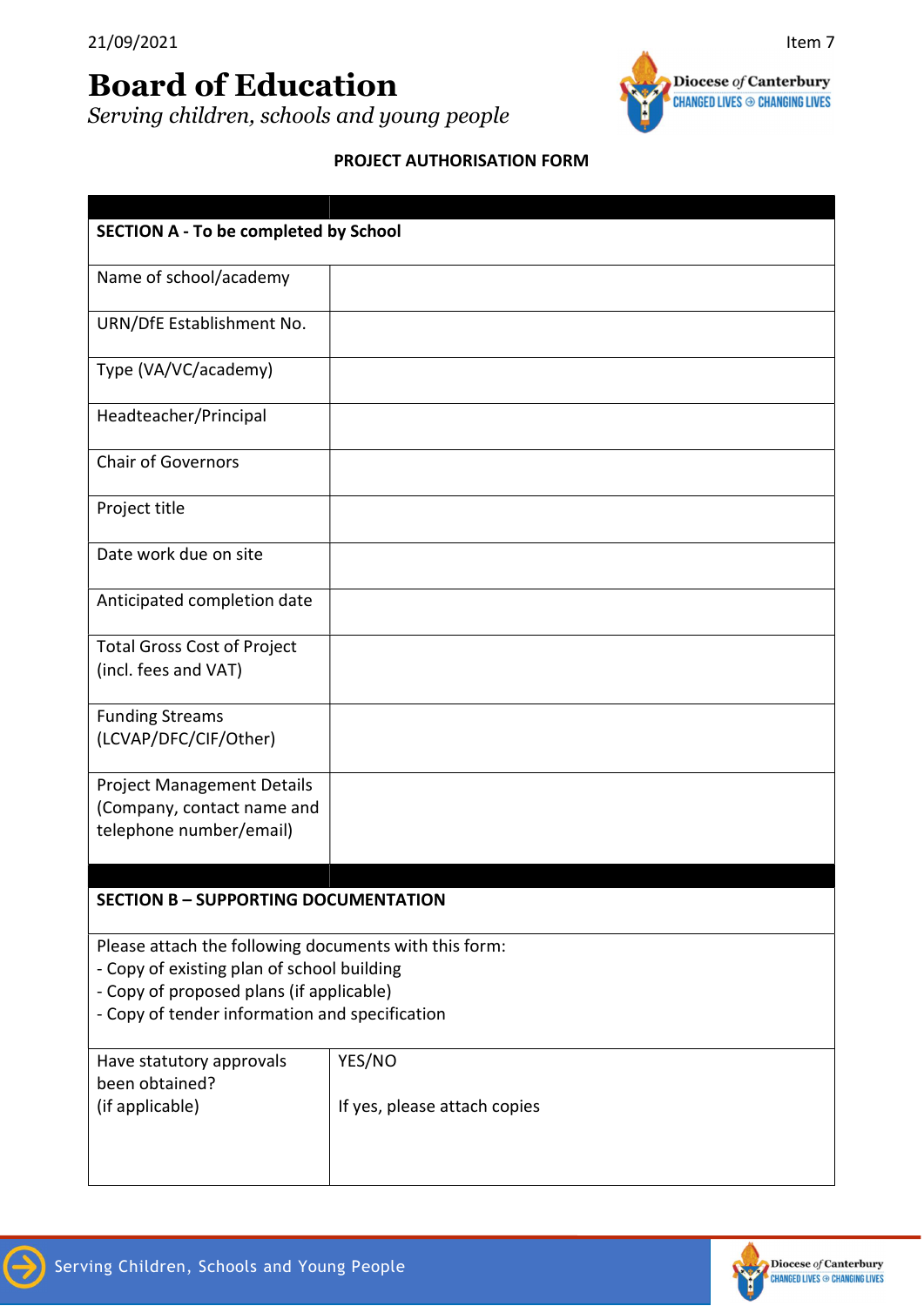21/09/2021

Item 7

# Board of Education

*Serving children, schools and young people*

**PROJECT AUTHORISATION FORM**

| | |
|---|---|
| **SECTION A - To be completed by School** | |
| Name of school/academy | |
| URN/DfE Establishment No. | |
| Type (VA/VC/academy) | |
| Headteacher/Principal | |
| Chair of Governors | |
| Project title | |
| Date work due on site | |
| Anticipated completion date | |
| Total Gross Cost of Project (incl. fees and VAT) | |
| Funding Streams (LCVAP/DFC/CIF/Other) | |
| Project Management Details (Company, contact name and telephone number/email) | |

| | |
|---|---|
| **SECTION B – SUPPORTING DOCUMENTATION** | |
| Please attach the following documents with this form:<br>- Copy of existing plan of school building<br>- Copy of proposed plans (if applicable)<br>- Copy of tender information and specification | |
| Have statutory approvals been obtained? (if applicable) | YES/NO<br><br>If yes, please attach copies |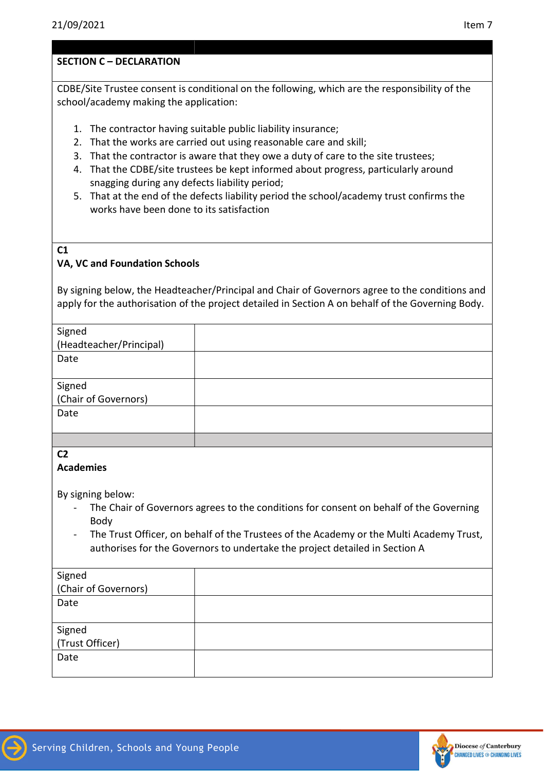## SECTION C – DECLARATION

CDBE/Site Trustee consent is conditional on the following, which are the responsibility of the school/academy making the application:

1. The contractor having suitable public liability insurance;
2. That the works are carried out using reasonable care and skill;
3. That the contractor is aware that they owe a duty of care to the site trustees;
4. That the CDBE/site trustees be kept informed about progress, particularly around snagging during any defects liability period;
5. That at the end of the defects liability period the school/academy trust confirms the works have been done to its satisfaction

### C1
### VA, VC and Foundation Schools

By signing below, the Headteacher/Principal and Chair of Governors agree to the conditions and apply for the authorisation of the project detailed in Section A on behalf of the Governing Body.

| | |
|---|---|
| Signed (Headteacher/Principal) | |
| Date | |
| Signed (Chair of Governors) | |
| Date | |

### C2
### Academies

By signing below:

- The Chair of Governors agrees to the conditions for consent on behalf of the Governing Body
- The Trust Officer, on behalf of the Trustees of the Academy or the Multi Academy Trust, authorises for the Governors to undertake the project detailed in Section A

| | |
|---|---|
| Signed (Chair of Governors) | |
| Date | |
| Signed (Trust Officer) | |
| Date | |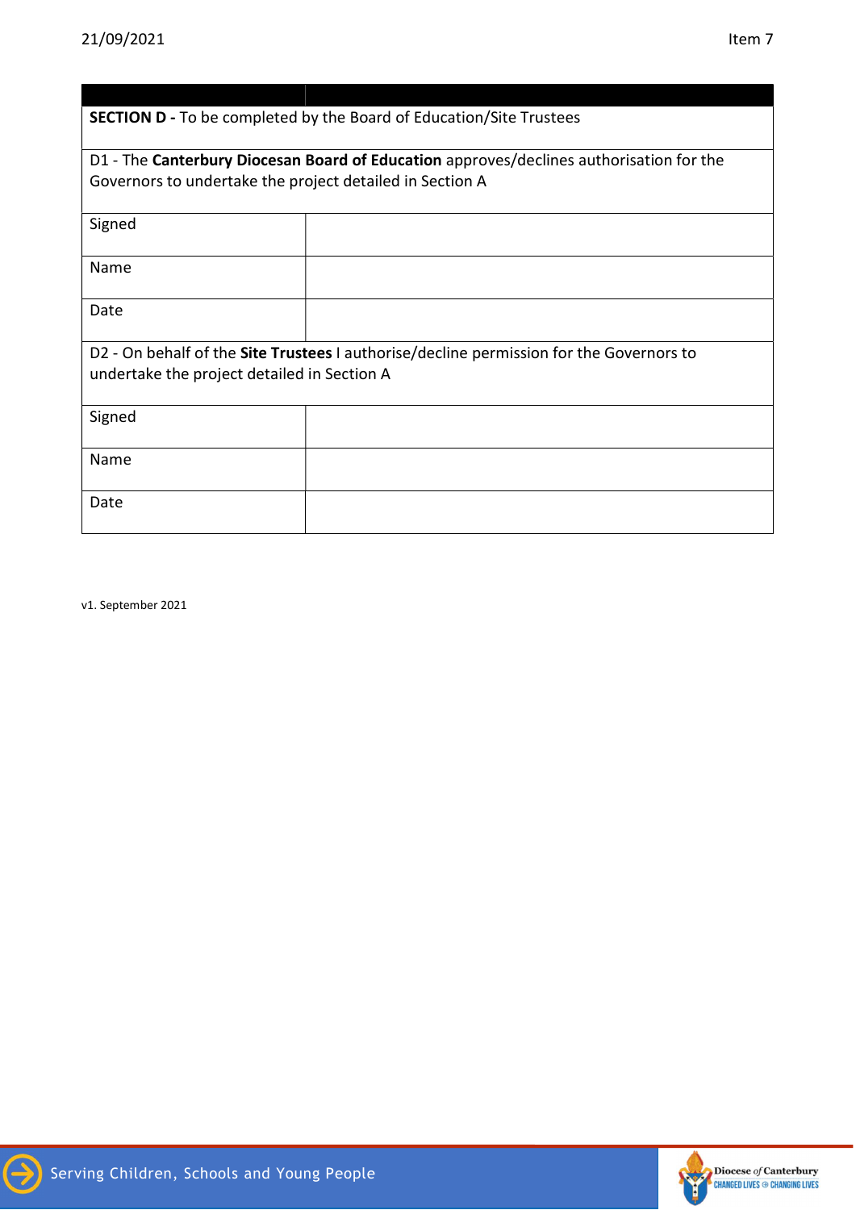| | |
|---|---|
| **SECTION D -** To be completed by the Board of Education/Site Trustees | |
| D1 - The **Canterbury Diocesan Board of Education** approves/declines authorisation for the Governors to undertake the project detailed in Section A | |
| Signed | |
| Name | |
| Date | |
| D2 - On behalf of the **Site Trustees** I authorise/decline permission for the Governors to undertake the project detailed in Section A | |
| Signed | |
| Name | |
| Date | |

v1. September 2021